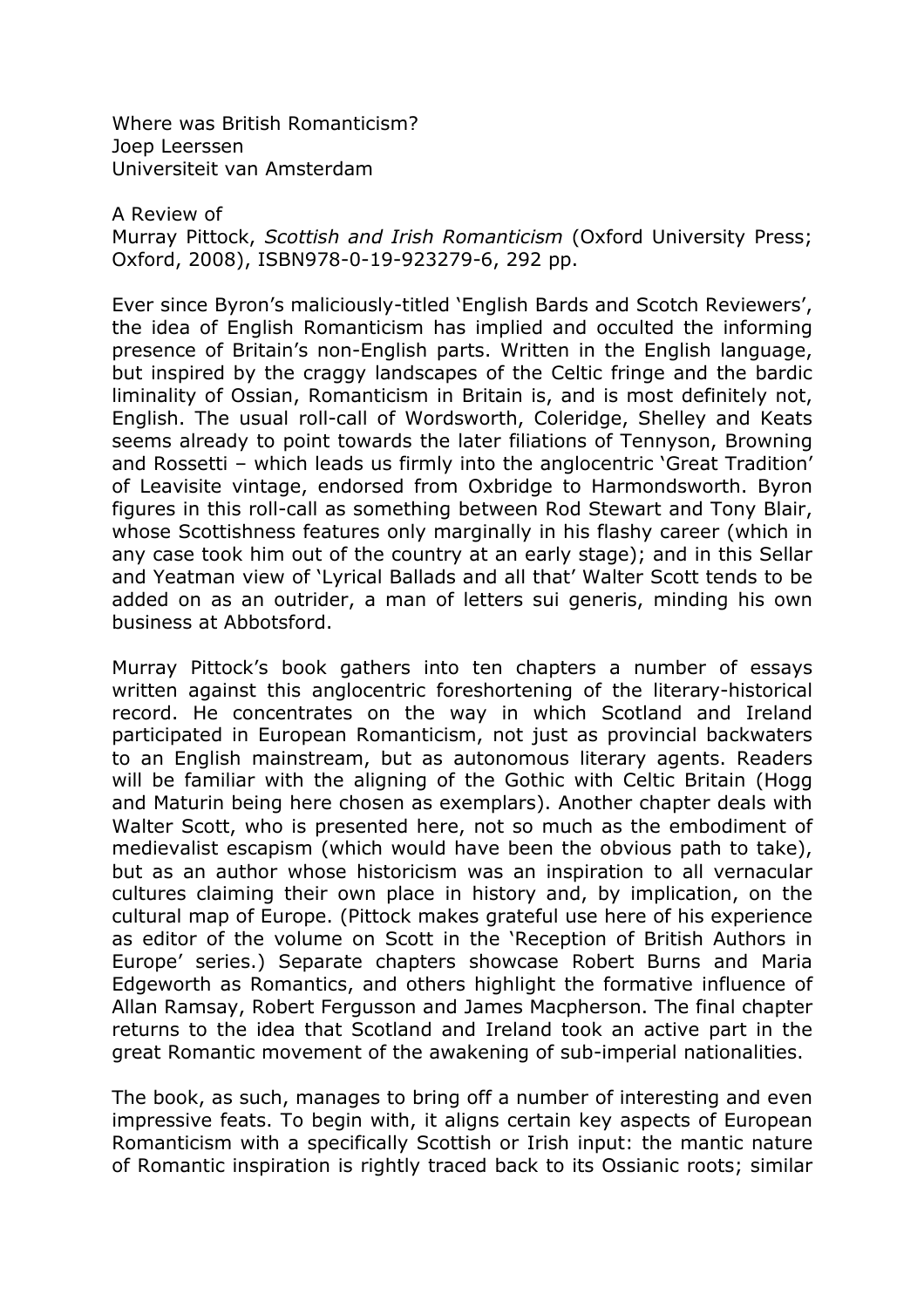Where was British Romanticism?
Joep Leerssen
Universiteit van Amsterdam

A Review of
Murray Pittock, *Scottish and Irish Romanticism* (Oxford University Press; Oxford, 2008), ISBN978-0-19-923279-6, 292 pp.

Ever since Byron's maliciously-titled 'English Bards and Scotch Reviewers', the idea of English Romanticism has implied and occulted the informing presence of Britain's non-English parts. Written in the English language, but inspired by the craggy landscapes of the Celtic fringe and the bardic liminality of Ossian, Romanticism in Britain is, and is most definitely not, English. The usual roll-call of Wordsworth, Coleridge, Shelley and Keats seems already to point towards the later filiations of Tennyson, Browning and Rossetti – which leads us firmly into the anglocentric 'Great Tradition' of Leavisite vintage, endorsed from Oxbridge to Harmondsworth. Byron figures in this roll-call as something between Rod Stewart and Tony Blair, whose Scottishness features only marginally in his flashy career (which in any case took him out of the country at an early stage); and in this Sellar and Yeatman view of 'Lyrical Ballads and all that' Walter Scott tends to be added on as an outrider, a man of letters sui generis, minding his own business at Abbotsford.

Murray Pittock's book gathers into ten chapters a number of essays written against this anglocentric foreshortening of the literary-historical record. He concentrates on the way in which Scotland and Ireland participated in European Romanticism, not just as provincial backwaters to an English mainstream, but as autonomous literary agents. Readers will be familiar with the aligning of the Gothic with Celtic Britain (Hogg and Maturin being here chosen as exemplars). Another chapter deals with Walter Scott, who is presented here, not so much as the embodiment of medievalist escapism (which would have been the obvious path to take), but as an author whose historicism was an inspiration to all vernacular cultures claiming their own place in history and, by implication, on the cultural map of Europe. (Pittock makes grateful use here of his experience as editor of the volume on Scott in the 'Reception of British Authors in Europe' series.) Separate chapters showcase Robert Burns and Maria Edgeworth as Romantics, and others highlight the formative influence of Allan Ramsay, Robert Fergusson and James Macpherson. The final chapter returns to the idea that Scotland and Ireland took an active part in the great Romantic movement of the awakening of sub-imperial nationalities.

The book, as such, manages to bring off a number of interesting and even impressive feats. To begin with, it aligns certain key aspects of European Romanticism with a specifically Scottish or Irish input: the mantic nature of Romantic inspiration is rightly traced back to its Ossianic roots; similar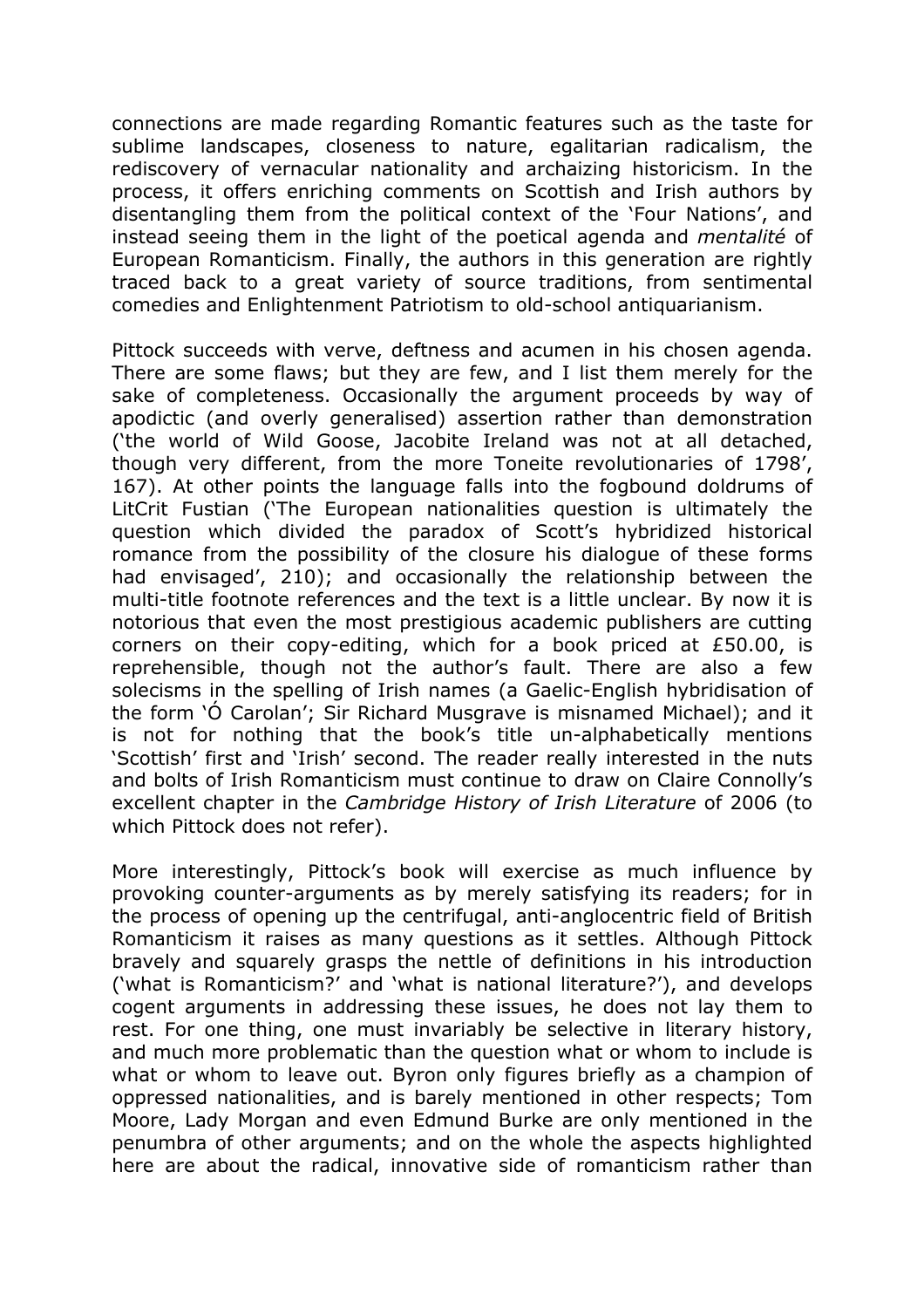connections are made regarding Romantic features such as the taste for sublime landscapes, closeness to nature, egalitarian radicalism, the rediscovery of vernacular nationality and archaizing historicism. In the process, it offers enriching comments on Scottish and Irish authors by disentangling them from the political context of the 'Four Nations', and instead seeing them in the light of the poetical agenda and *mentalité* of European Romanticism. Finally, the authors in this generation are rightly traced back to a great variety of source traditions, from sentimental comedies and Enlightenment Patriotism to old-school antiquarianism.

Pittock succeeds with verve, deftness and acumen in his chosen agenda. There are some flaws; but they are few, and I list them merely for the sake of completeness. Occasionally the argument proceeds by way of apodictic (and overly generalised) assertion rather than demonstration ('the world of Wild Goose, Jacobite Ireland was not at all detached, though very different, from the more Toneite revolutionaries of 1798', 167). At other points the language falls into the fogbound doldrums of LitCrit Fustian ('The European nationalities question is ultimately the question which divided the paradox of Scott's hybridized historical romance from the possibility of the closure his dialogue of these forms had envisaged', 210); and occasionally the relationship between the multi-title footnote references and the text is a little unclear. By now it is notorious that even the most prestigious academic publishers are cutting corners on their copy-editing, which for a book priced at £50.00, is reprehensible, though not the author's fault. There are also a few solecisms in the spelling of Irish names (a Gaelic-English hybridisation of the form 'Ó Carolan'; Sir Richard Musgrave is misnamed Michael); and it is not for nothing that the book's title un-alphabetically mentions 'Scottish' first and 'Irish' second. The reader really interested in the nuts and bolts of Irish Romanticism must continue to draw on Claire Connolly's excellent chapter in the *Cambridge History of Irish Literature* of 2006 (to which Pittock does not refer).

More interestingly, Pittock's book will exercise as much influence by provoking counter-arguments as by merely satisfying its readers; for in the process of opening up the centrifugal, anti-anglocentric field of British Romanticism it raises as many questions as it settles. Although Pittock bravely and squarely grasps the nettle of definitions in his introduction ('what is Romanticism?' and 'what is national literature?'), and develops cogent arguments in addressing these issues, he does not lay them to rest. For one thing, one must invariably be selective in literary history, and much more problematic than the question what or whom to include is what or whom to leave out. Byron only figures briefly as a champion of oppressed nationalities, and is barely mentioned in other respects; Tom Moore, Lady Morgan and even Edmund Burke are only mentioned in the penumbra of other arguments; and on the whole the aspects highlighted here are about the radical, innovative side of romanticism rather than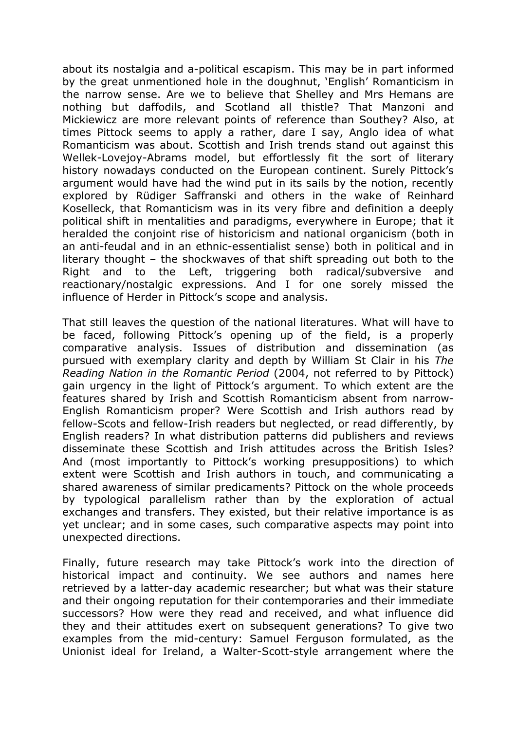about its nostalgia and a-political escapism. This may be in part informed by the great unmentioned hole in the doughnut, 'English' Romanticism in the narrow sense. Are we to believe that Shelley and Mrs Hemans are nothing but daffodils, and Scotland all thistle? That Manzoni and Mickiewicz are more relevant points of reference than Southey? Also, at times Pittock seems to apply a rather, dare I say, Anglo idea of what Romanticism was about. Scottish and Irish trends stand out against this Wellek-Lovejoy-Abrams model, but effortlessly fit the sort of literary history nowadays conducted on the European continent. Surely Pittock's argument would have had the wind put in its sails by the notion, recently explored by Rüdiger Saffranski and others in the wake of Reinhard Koselleck, that Romanticism was in its very fibre and definition a deeply political shift in mentalities and paradigms, everywhere in Europe; that it heralded the conjoint rise of historicism and national organicism (both in an anti-feudal and in an ethnic-essentialist sense) both in political and in literary thought – the shockwaves of that shift spreading out both to the Right and to the Left, triggering both radical/subversive and reactionary/nostalgic expressions. And I for one sorely missed the influence of Herder in Pittock's scope and analysis.

That still leaves the question of the national literatures. What will have to be faced, following Pittock's opening up of the field, is a properly comparative analysis. Issues of distribution and dissemination (as pursued with exemplary clarity and depth by William St Clair in his *The Reading Nation in the Romantic Period* (2004, not referred to by Pittock) gain urgency in the light of Pittock's argument. To which extent are the features shared by Irish and Scottish Romanticism absent from narrow-English Romanticism proper? Were Scottish and Irish authors read by fellow-Scots and fellow-Irish readers but neglected, or read differently, by English readers? In what distribution patterns did publishers and reviews disseminate these Scottish and Irish attitudes across the British Isles? And (most importantly to Pittock's working presuppositions) to which extent were Scottish and Irish authors in touch, and communicating a shared awareness of similar predicaments? Pittock on the whole proceeds by typological parallelism rather than by the exploration of actual exchanges and transfers. They existed, but their relative importance is as yet unclear; and in some cases, such comparative aspects may point into unexpected directions.

Finally, future research may take Pittock's work into the direction of historical impact and continuity. We see authors and names here retrieved by a latter-day academic researcher; but what was their stature and their ongoing reputation for their contemporaries and their immediate successors? How were they read and received, and what influence did they and their attitudes exert on subsequent generations? To give two examples from the mid-century: Samuel Ferguson formulated, as the Unionist ideal for Ireland, a Walter-Scott-style arrangement where the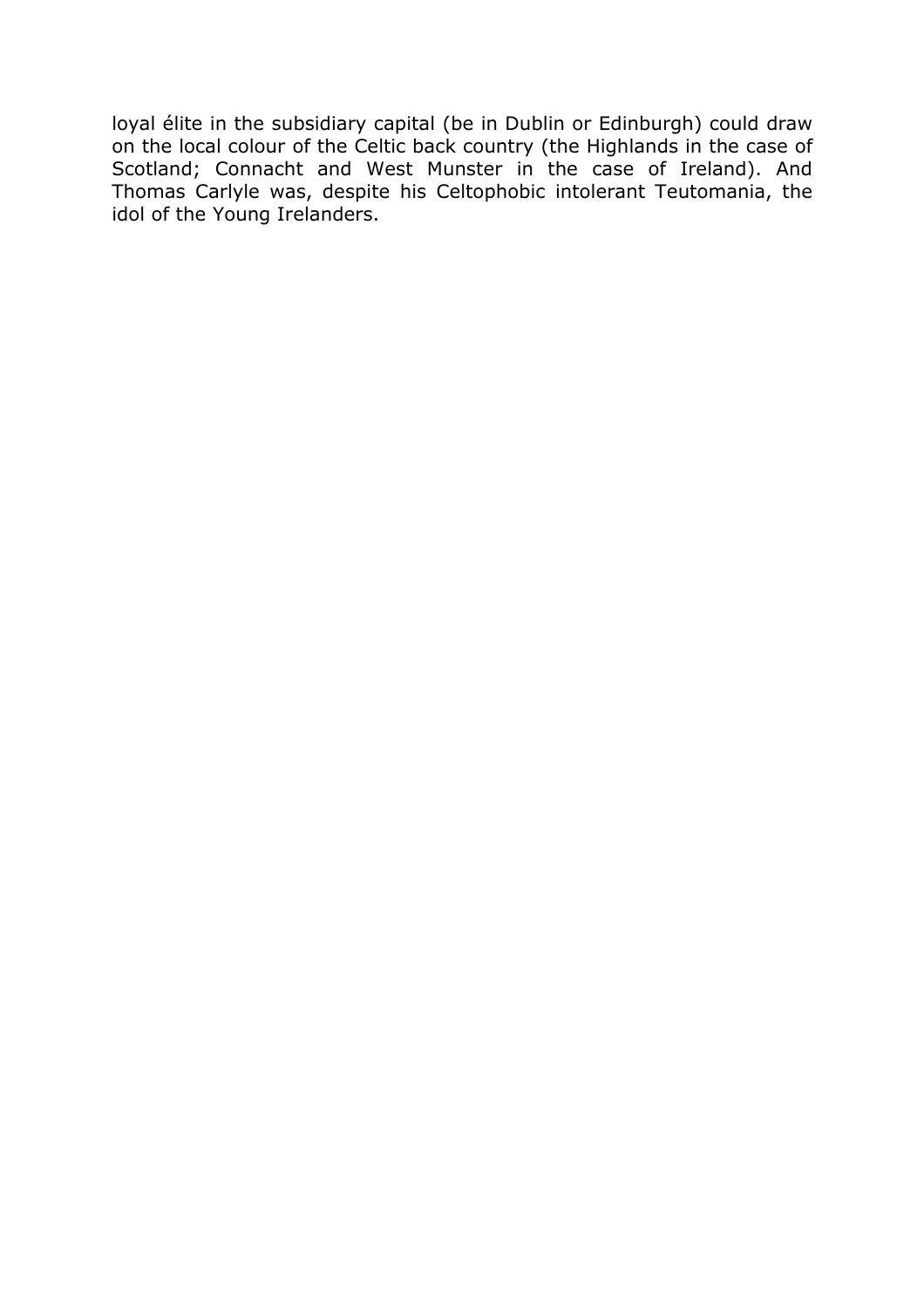loyal élite in the subsidiary capital (be in Dublin or Edinburgh) could draw on the local colour of the Celtic back country (the Highlands in the case of Scotland; Connacht and West Munster in the case of Ireland). And Thomas Carlyle was, despite his Celtophobic intolerant Teutomania, the idol of the Young Irelanders.